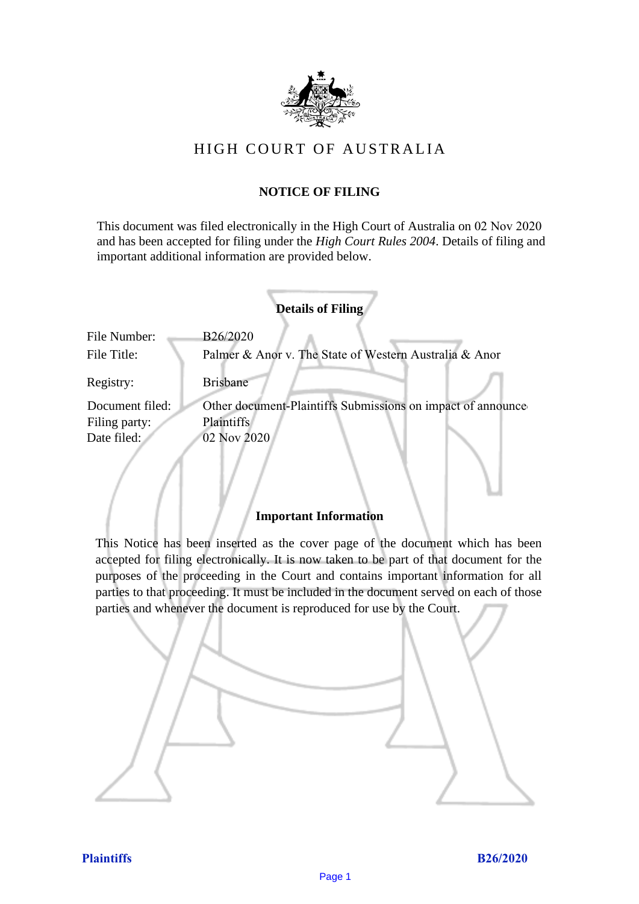# HIGH COURT OF AUSTRALIA

## NOTICE OF FILING

This document was filed electronically in the High Court of Australia on 02 Nov 2020 and has been accepted for filing under the *High Court Rules 2004*. Details of filing and important additional information are provided below.

### Details of Filing

| | |
|---|---|
| File Number: | B26/2020 |
| File Title: | Palmer & Anor v. The State of Western Australia & Anor |
| Registry: | Brisbane |
| Document filed: | Other document-Plaintiffs Submissions on impact of announce |
| Filing party: | Plaintiffs |
| Date filed: | 02 Nov 2020 |

### Important Information

This Notice has been inserted as the cover page of the document which has been accepted for filing electronically. It is now taken to be part of that document for the purposes of the proceeding in the Court and contains important information for all parties to that proceeding. It must be included in the document served on each of those parties and whenever the document is reproduced for use by the Court.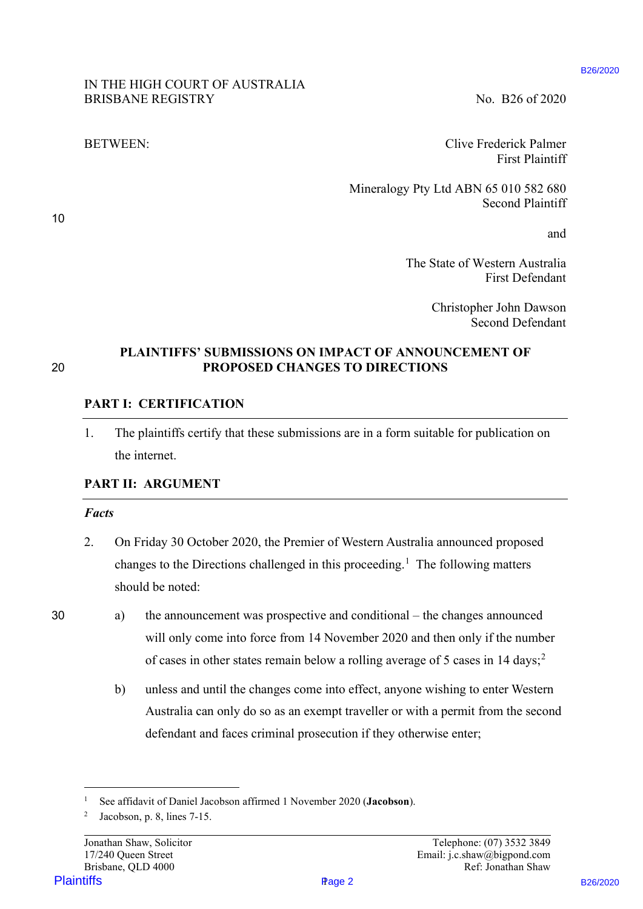IN THE HIGH COURT OF AUSTRALIA
BRISBANE REGISTRY

No. B26 of 2020

BETWEEN:

Clive Frederick Palmer
First Plaintiff

Mineralogy Pty Ltd ABN 65 010 582 680
Second Plaintiff

and

The State of Western Australia
First Defendant

Christopher John Dawson
Second Defendant

## PLAINTIFFS' SUBMISSIONS ON IMPACT OF ANNOUNCEMENT OF PROPOSED CHANGES TO DIRECTIONS

### PART I: CERTIFICATION

1. The plaintiffs certify that these submissions are in a form suitable for publication on the internet.

### PART II: ARGUMENT

***Facts***

2. On Friday 30 October 2020, the Premier of Western Australia announced proposed changes to the Directions challenged in this proceeding.[1] The following matters should be noted:

   a) the announcement was prospective and conditional – the changes announced will only come into force from 14 November 2020 and then only if the number of cases in other states remain below a rolling average of 5 cases in 14 days;[2]

   b) unless and until the changes come into effect, anyone wishing to enter Western Australia can only do so as an exempt traveller or with a permit from the second defendant and faces criminal prosecution if they otherwise enter;

---

[1] See affidavit of Daniel Jacobson affirmed 1 November 2020 (**Jacobson**).

[2] Jacobson, p. 8, lines 7-15.

Jonathan Shaw, Solicitor
17/240 Queen Street
Brisbane, QLD 4000

Telephone: (07) 3532 3849
Email: j.c.shaw@bigpond.com
Ref: Jonathan Shaw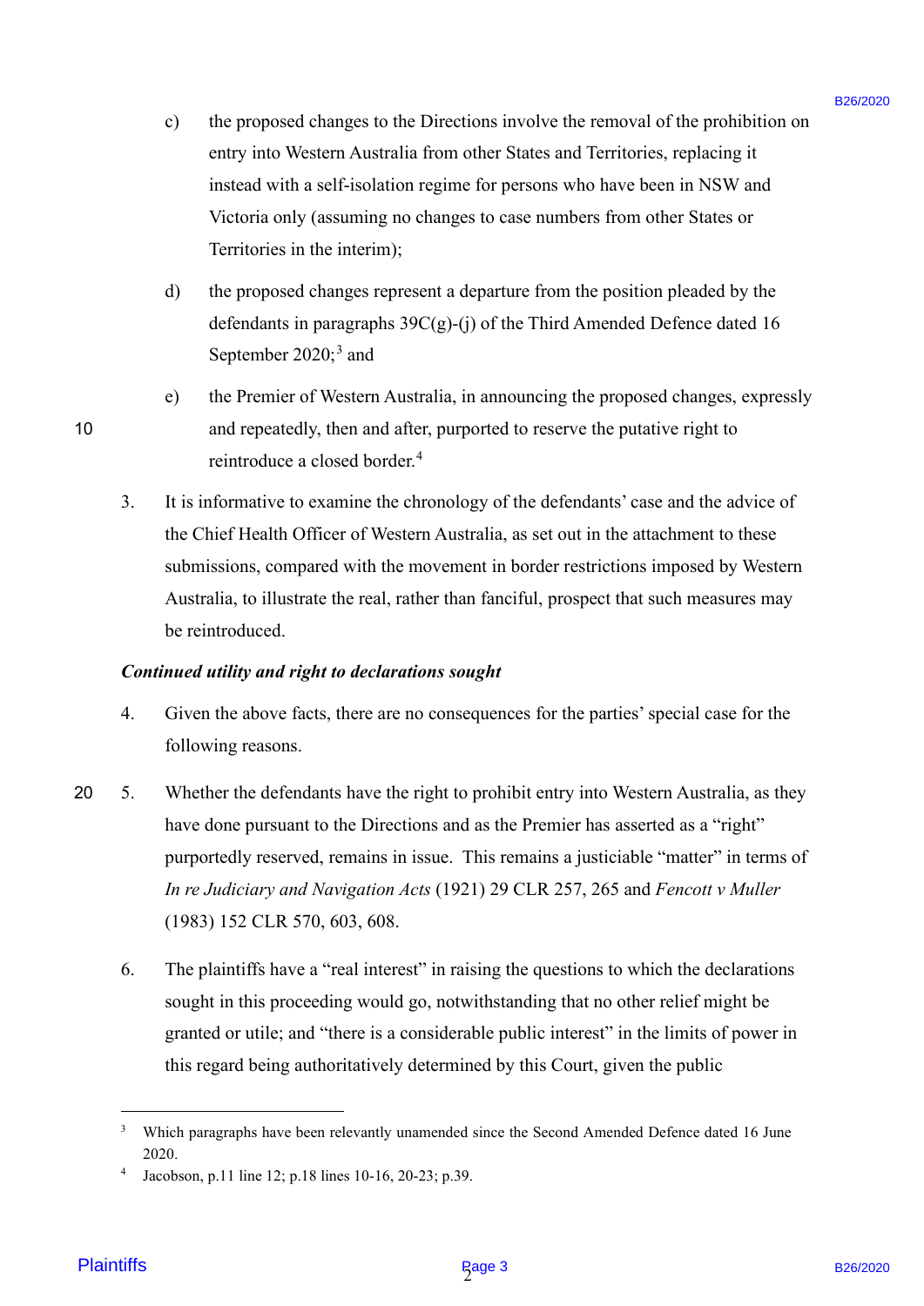c) the proposed changes to the Directions involve the removal of the prohibition on entry into Western Australia from other States and Territories, replacing it instead with a self-isolation regime for persons who have been in NSW and Victoria only (assuming no changes to case numbers from other States or Territories in the interim);

d) the proposed changes represent a departure from the position pleaded by the defendants in paragraphs 39C(g)-(j) of the Third Amended Defence dated 16 September 2020;[3] and

e) the Premier of Western Australia, in announcing the proposed changes, expressly and repeatedly, then and after, purported to reserve the putative right to reintroduce a closed border.[4]

3. It is informative to examine the chronology of the defendants' case and the advice of the Chief Health Officer of Western Australia, as set out in the attachment to these submissions, compared with the movement in border restrictions imposed by Western Australia, to illustrate the real, rather than fanciful, prospect that such measures may be reintroduced.

***Continued utility and right to declarations sought***

4. Given the above facts, there are no consequences for the parties' special case for the following reasons.

5. Whether the defendants have the right to prohibit entry into Western Australia, as they have done pursuant to the Directions and as the Premier has asserted as a "right" purportedly reserved, remains in issue. This remains a justiciable "matter" in terms of *In re Judiciary and Navigation Acts* (1921) 29 CLR 257, 265 and *Fencott v Muller* (1983) 152 CLR 570, 603, 608.

6. The plaintiffs have a "real interest" in raising the questions to which the declarations sought in this proceeding would go, notwithstanding that no other relief might be granted or utile; and "there is a considerable public interest" in the limits of power in this regard being authoritatively determined by this Court, given the public

---

[3] Which paragraphs have been relevantly unamended since the Second Amended Defence dated 16 June 2020.

[4] Jacobson, p.11 line 12; p.18 lines 10-16, 20-23; p.39.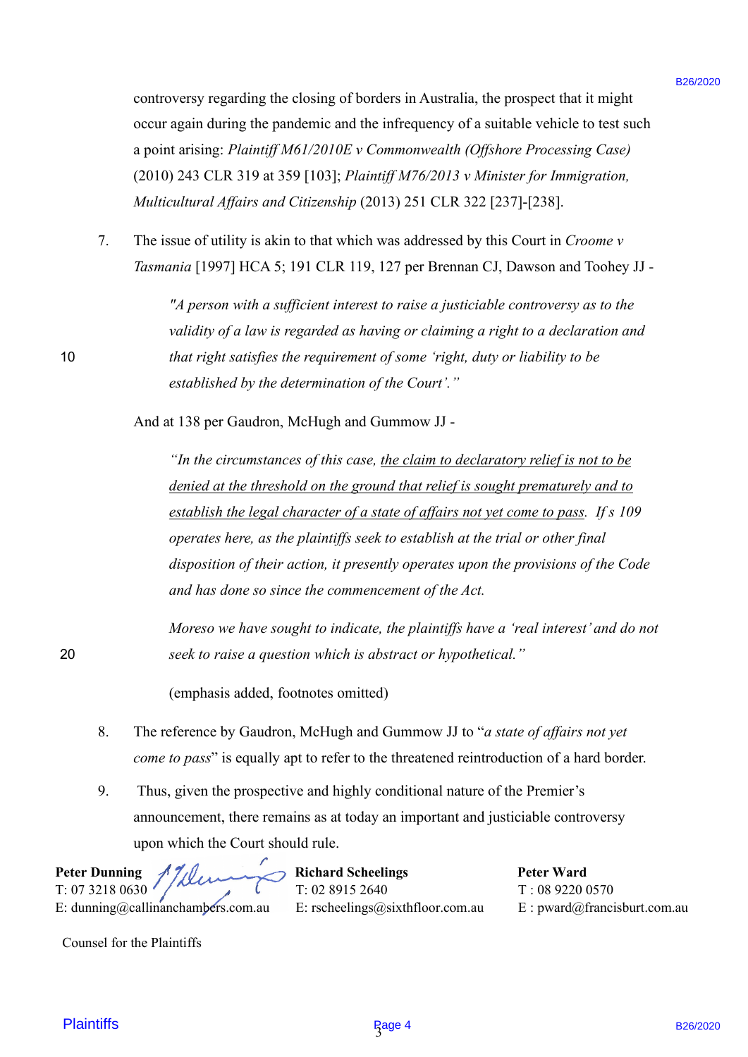controversy regarding the closing of borders in Australia, the prospect that it might occur again during the pandemic and the infrequency of a suitable vehicle to test such a point arising: *Plaintiff M61/2010E v Commonwealth (Offshore Processing Case)* (2010) 243 CLR 319 at 359 [103]; *Plaintiff M76/2013 v Minister for Immigration, Multicultural Affairs and Citizenship* (2013) 251 CLR 322 [237]-[238].

7. The issue of utility is akin to that which was addressed by this Court in *Croome v Tasmania* [1997] HCA 5; 191 CLR 119, 127 per Brennan CJ, Dawson and Toohey JJ -

> *"A person with a sufficient interest to raise a justiciable controversy as to the validity of a law is regarded as having or claiming a right to a declaration and that right satisfies the requirement of some 'right, duty or liability to be established by the determination of the Court'."*

And at 138 per Gaudron, McHugh and Gummow JJ -

> *"In the circumstances of this case, <u>the claim to declaratory relief is not to be denied at the threshold on the ground that relief is sought prematurely and to establish the legal character of a state of affairs not yet come to pass</u>. If s 109 operates here, as the plaintiffs seek to establish at the trial or other final disposition of their action, it presently operates upon the provisions of the Code and has done so since the commencement of the Act.*
>
> *Moreso we have sought to indicate, the plaintiffs have a 'real interest' and do not seek to raise a question which is abstract or hypothetical."*
>
> (emphasis added, footnotes omitted)

8. The reference by Gaudron, McHugh and Gummow JJ to "*a state of affairs not yet come to pass*" is equally apt to refer to the threatened reintroduction of a hard border.

9. Thus, given the prospective and highly conditional nature of the Premier's announcement, there remains as at today an important and justiciable controversy upon which the Court should rule.

| **Peter Dunning** | **Richard Scheelings** | **Peter Ward** |
|---|---|---|
| T: 07 3218 0630 | T: 02 8915 2640 | T : 08 9220 0570 |
| E: dunning@callinanchambers.com.au | E: rscheelings@sixthfloor.com.au | E : pward@francisburt.com.au |

Counsel for the Plaintiffs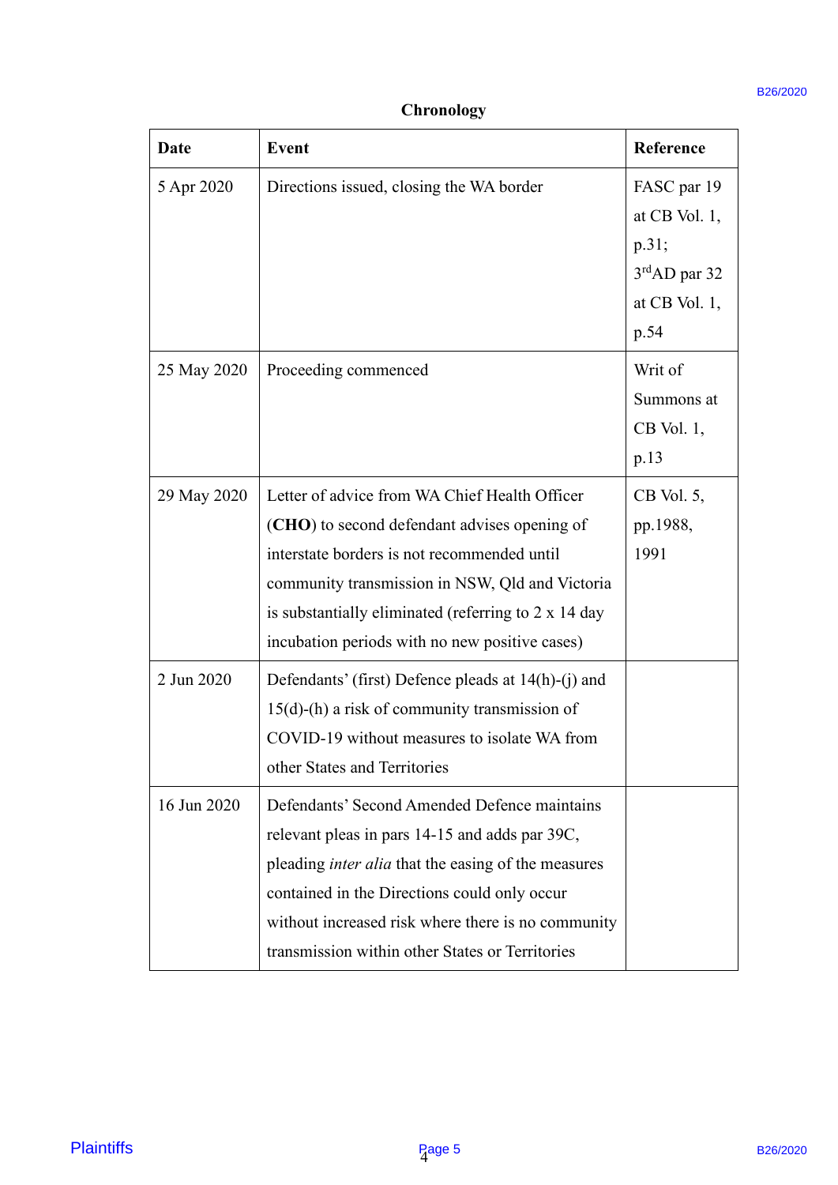**Chronology**

| Date | Event | Reference |
|---|---|---|
| 5 Apr 2020 | Directions issued, closing the WA border | FASC par 19 at CB Vol. 1, p.31; 3rd AD par 32 at CB Vol. 1, p.54 |
| 25 May 2020 | Proceeding commenced | Writ of Summons at CB Vol. 1, p.13 |
| 29 May 2020 | Letter of advice from WA Chief Health Officer (**CHO**) to second defendant advises opening of interstate borders is not recommended until community transmission in NSW, Qld and Victoria is substantially eliminated (referring to 2 x 14 day incubation periods with no new positive cases) | CB Vol. 5, pp.1988, 1991 |
| 2 Jun 2020 | Defendants' (first) Defence pleads at 14(h)-(j) and 15(d)-(h) a risk of community transmission of COVID-19 without measures to isolate WA from other States and Territories | |
| 16 Jun 2020 | Defendants' Second Amended Defence maintains relevant pleas in pars 14-15 and adds par 39C, pleading *inter alia* that the easing of the measures contained in the Directions could only occur without increased risk where there is no community transmission within other States or Territories | |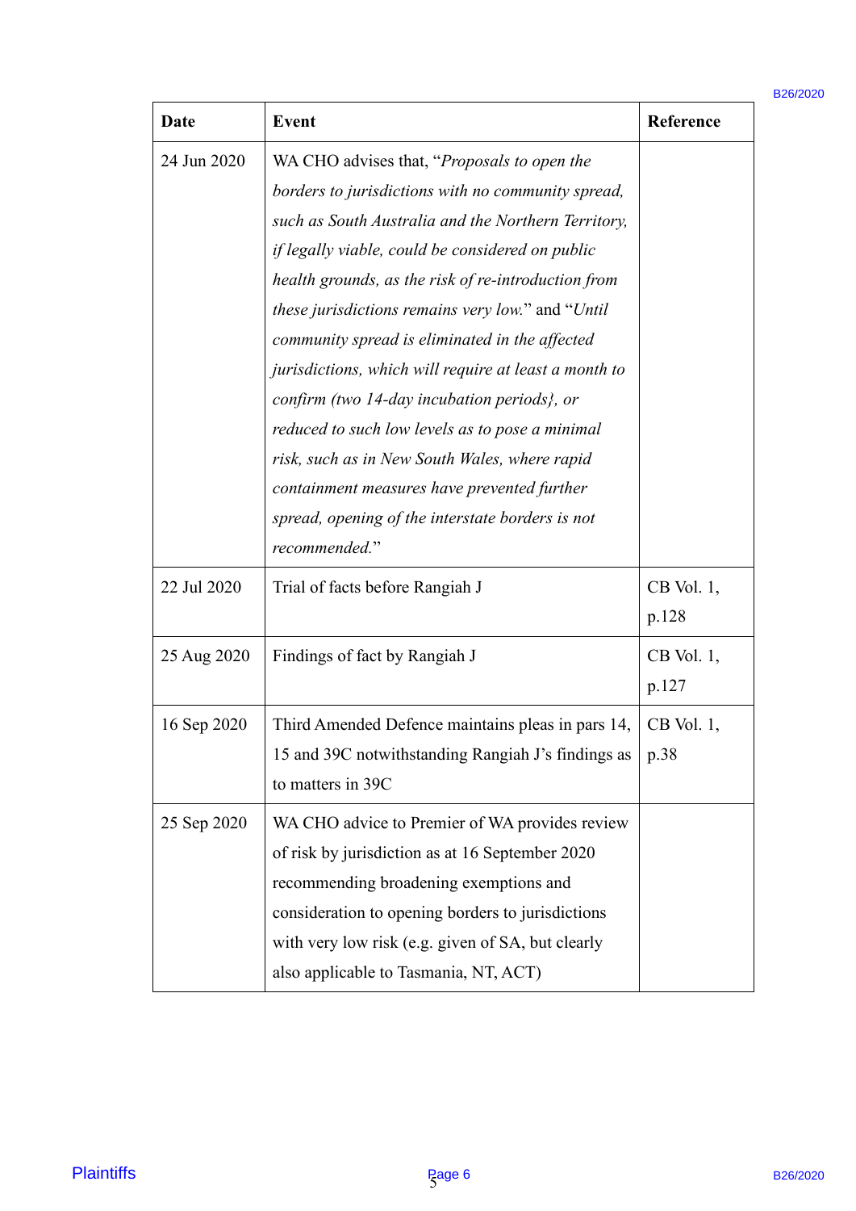| Date | Event | Reference |
|---|---|---|
| 24 Jun 2020 | WA CHO advises that, "*Proposals to open the borders to jurisdictions with no community spread, such as South Australia and the Northern Territory, if legally viable, could be considered on public health grounds, as the risk of re-introduction from these jurisdictions remains very low.*" and "*Until community spread is eliminated in the affected jurisdictions, which will require at least a month to confirm (two 14-day incubation periods}, or reduced to such low levels as to pose a minimal risk, such as in New South Wales, where rapid containment measures have prevented further spread, opening of the interstate borders is not recommended.*" | |
| 22 Jul 2020 | Trial of facts before Rangiah J | CB Vol. 1, p.128 |
| 25 Aug 2020 | Findings of fact by Rangiah J | CB Vol. 1, p.127 |
| 16 Sep 2020 | Third Amended Defence maintains pleas in pars 14, 15 and 39C notwithstanding Rangiah J's findings as to matters in 39C | CB Vol. 1, p.38 |
| 25 Sep 2020 | WA CHO advice to Premier of WA provides review of risk by jurisdiction as at 16 September 2020 recommending broadening exemptions and consideration to opening borders to jurisdictions with very low risk (e.g. given of SA, but clearly also applicable to Tasmania, NT, ACT) | |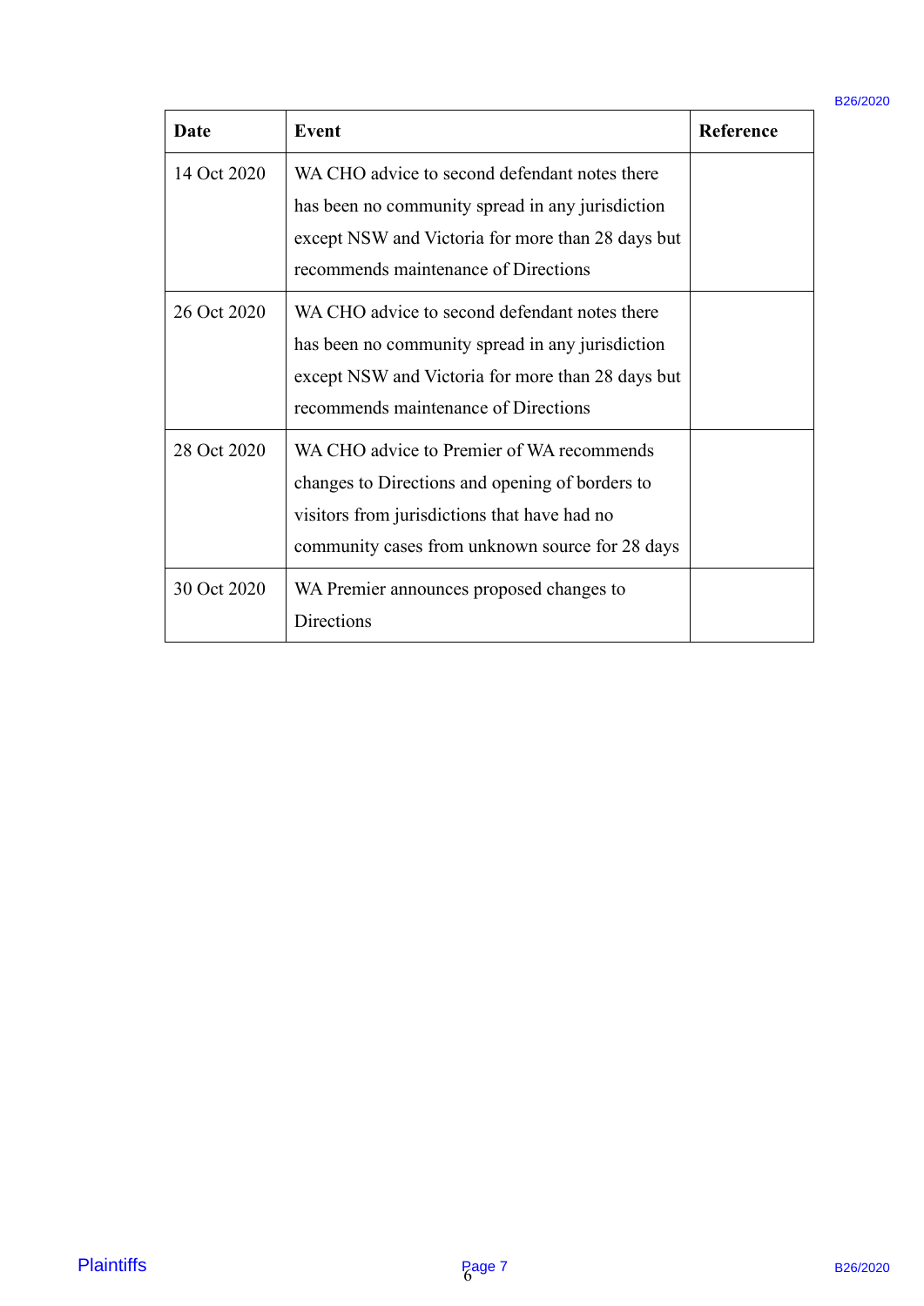| Date | Event | Reference |
|---|---|---|
| 14 Oct 2020 | WA CHO advice to second defendant notes there has been no community spread in any jurisdiction except NSW and Victoria for more than 28 days but recommends maintenance of Directions | |
| 26 Oct 2020 | WA CHO advice to second defendant notes there has been no community spread in any jurisdiction except NSW and Victoria for more than 28 days but recommends maintenance of Directions | |
| 28 Oct 2020 | WA CHO advice to Premier of WA recommends changes to Directions and opening of borders to visitors from jurisdictions that have had no community cases from unknown source for 28 days | |
| 30 Oct 2020 | WA Premier announces proposed changes to Directions | |